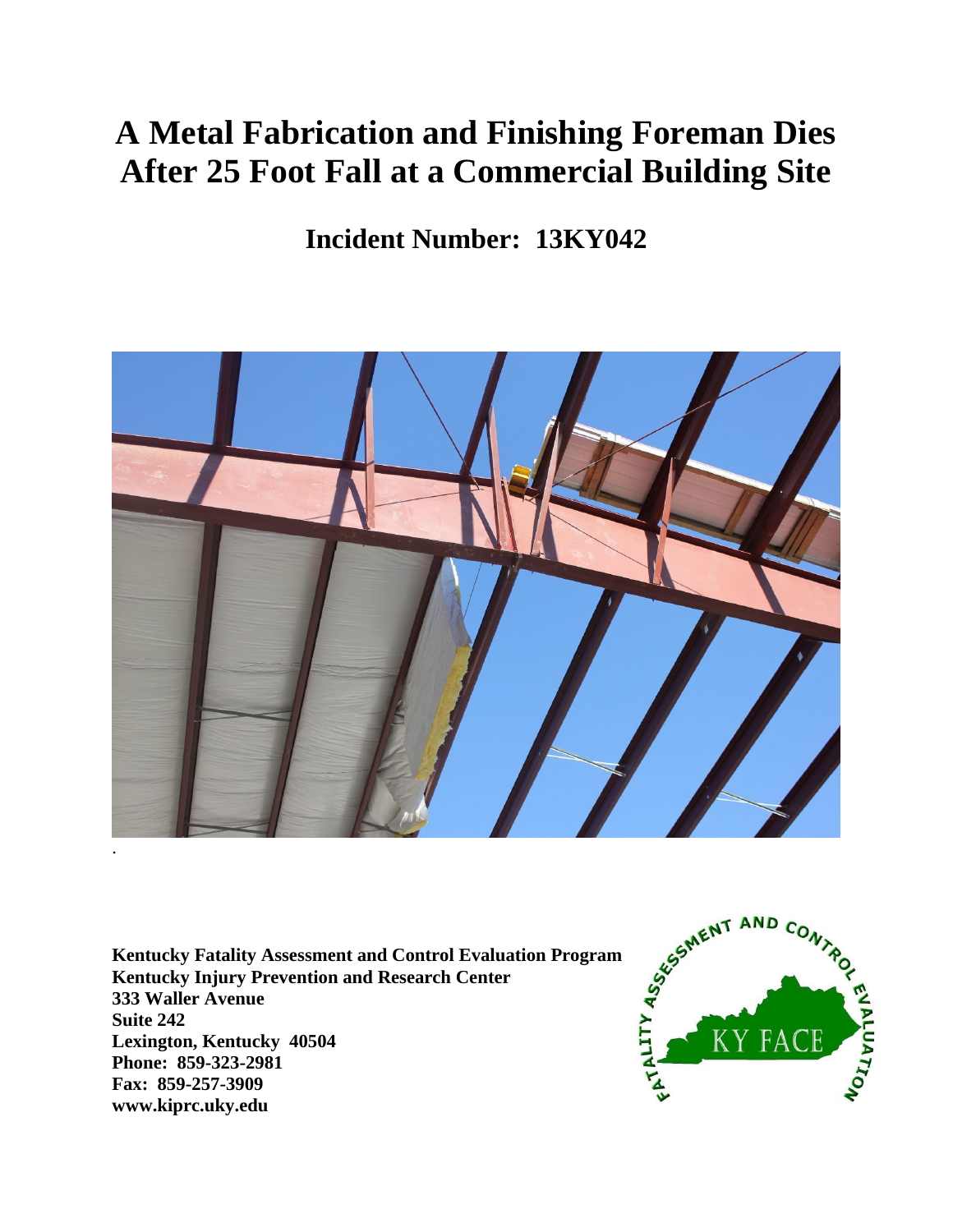# A Metal Fabrication and Finishing Foreman Dies After 25 Foot Fall at a Commercial Building Site

## Incident Number: 13KY042

.

**Kentucky Fatality Assessment and Control Evaluation Program**
**Kentucky Injury Prevention and Research Center**
**333 Waller Avenue**
**Suite 242**
**Lexington, Kentucky 40504**
**Phone: 859-323-2981**
**Fax: 859-257-3909**
**www.kiprc.uky.edu**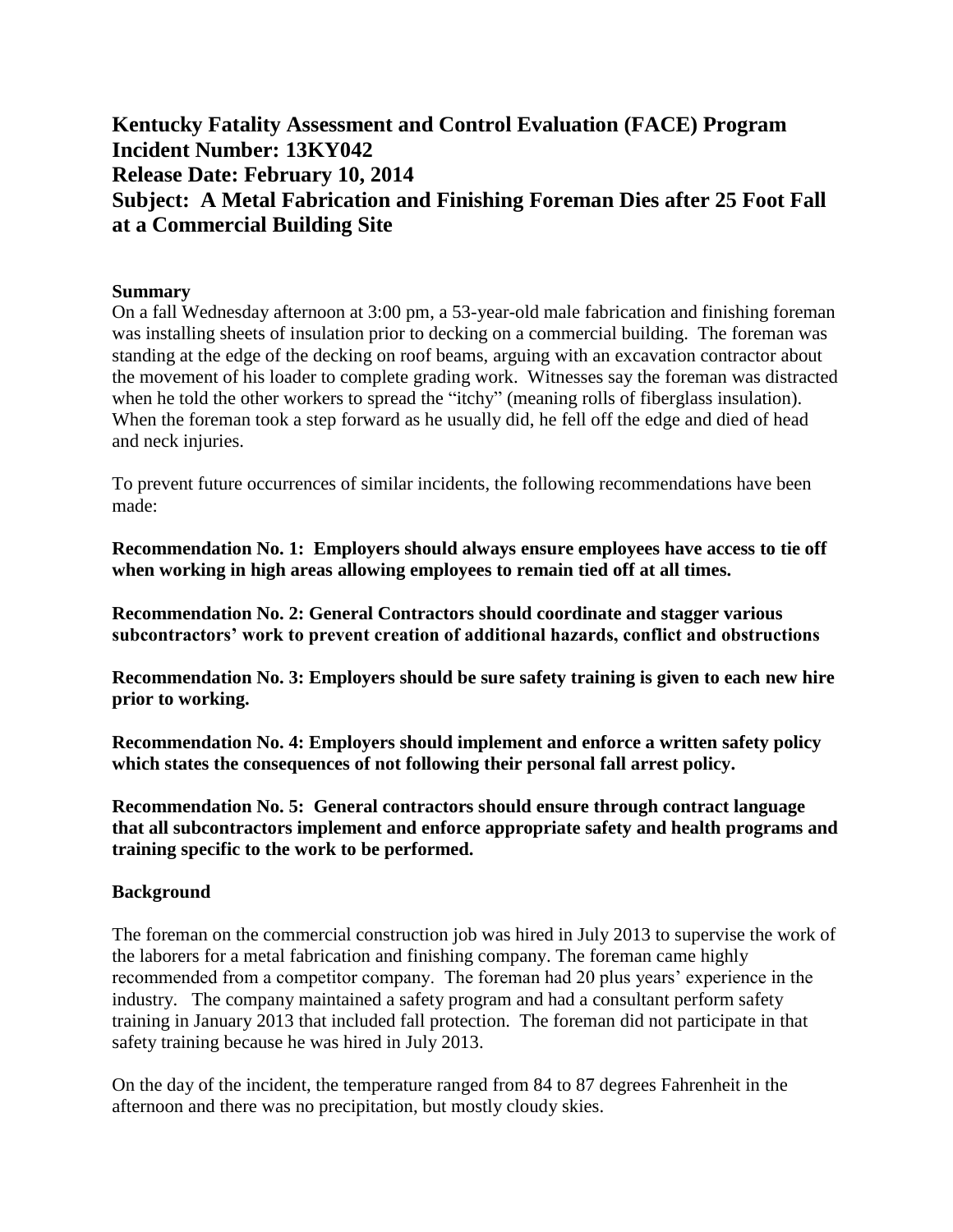# Kentucky Fatality Assessment and Control Evaluation (FACE) Program
# Incident Number: 13KY042
# Release Date: February 10, 2014
# Subject: A Metal Fabrication and Finishing Foreman Dies after 25 Foot Fall at a Commercial Building Site

### Summary

On a fall Wednesday afternoon at 3:00 pm, a 53-year-old male fabrication and finishing foreman was installing sheets of insulation prior to decking on a commercial building. The foreman was standing at the edge of the decking on roof beams, arguing with an excavation contractor about the movement of his loader to complete grading work. Witnesses say the foreman was distracted when he told the other workers to spread the "itchy" (meaning rolls of fiberglass insulation). When the foreman took a step forward as he usually did, he fell off the edge and died of head and neck injuries.

To prevent future occurrences of similar incidents, the following recommendations have been made:

**Recommendation No. 1: Employers should always ensure employees have access to tie off when working in high areas allowing employees to remain tied off at all times.**

**Recommendation No. 2: General Contractors should coordinate and stagger various subcontractors' work to prevent creation of additional hazards, conflict and obstructions**

**Recommendation No. 3: Employers should be sure safety training is given to each new hire prior to working.**

**Recommendation No. 4: Employers should implement and enforce a written safety policy which states the consequences of not following their personal fall arrest policy.**

**Recommendation No. 5: General contractors should ensure through contract language that all subcontractors implement and enforce appropriate safety and health programs and training specific to the work to be performed.**

### Background

The foreman on the commercial construction job was hired in July 2013 to supervise the work of the laborers for a metal fabrication and finishing company. The foreman came highly recommended from a competitor company. The foreman had 20 plus years' experience in the industry. The company maintained a safety program and had a consultant perform safety training in January 2013 that included fall protection. The foreman did not participate in that safety training because he was hired in July 2013.

On the day of the incident, the temperature ranged from 84 to 87 degrees Fahrenheit in the afternoon and there was no precipitation, but mostly cloudy skies.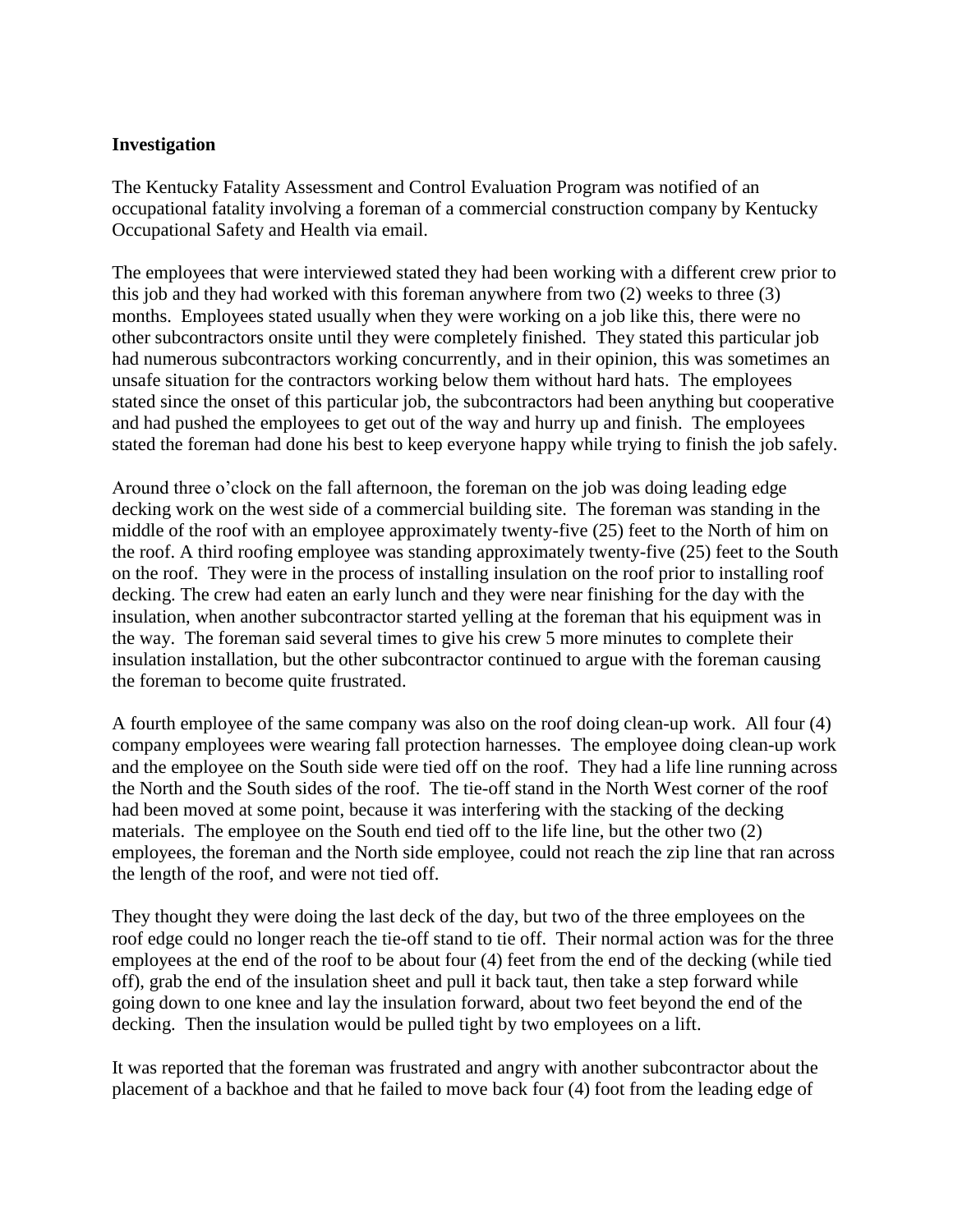**Investigation**

The Kentucky Fatality Assessment and Control Evaluation Program was notified of an occupational fatality involving a foreman of a commercial construction company by Kentucky Occupational Safety and Health via email.

The employees that were interviewed stated they had been working with a different crew prior to this job and they had worked with this foreman anywhere from two (2) weeks to three (3) months. Employees stated usually when they were working on a job like this, there were no other subcontractors onsite until they were completely finished. They stated this particular job had numerous subcontractors working concurrently, and in their opinion, this was sometimes an unsafe situation for the contractors working below them without hard hats. The employees stated since the onset of this particular job, the subcontractors had been anything but cooperative and had pushed the employees to get out of the way and hurry up and finish. The employees stated the foreman had done his best to keep everyone happy while trying to finish the job safely.

Around three o'clock on the fall afternoon, the foreman on the job was doing leading edge decking work on the west side of a commercial building site. The foreman was standing in the middle of the roof with an employee approximately twenty-five (25) feet to the North of him on the roof. A third roofing employee was standing approximately twenty-five (25) feet to the South on the roof. They were in the process of installing insulation on the roof prior to installing roof decking. The crew had eaten an early lunch and they were near finishing for the day with the insulation, when another subcontractor started yelling at the foreman that his equipment was in the way. The foreman said several times to give his crew 5 more minutes to complete their insulation installation, but the other subcontractor continued to argue with the foreman causing the foreman to become quite frustrated.

A fourth employee of the same company was also on the roof doing clean-up work. All four (4) company employees were wearing fall protection harnesses. The employee doing clean-up work and the employee on the South side were tied off on the roof. They had a life line running across the North and the South sides of the roof. The tie-off stand in the North West corner of the roof had been moved at some point, because it was interfering with the stacking of the decking materials. The employee on the South end tied off to the life line, but the other two (2) employees, the foreman and the North side employee, could not reach the zip line that ran across the length of the roof, and were not tied off.

They thought they were doing the last deck of the day, but two of the three employees on the roof edge could no longer reach the tie-off stand to tie off. Their normal action was for the three employees at the end of the roof to be about four (4) feet from the end of the decking (while tied off), grab the end of the insulation sheet and pull it back taut, then take a step forward while going down to one knee and lay the insulation forward, about two feet beyond the end of the decking. Then the insulation would be pulled tight by two employees on a lift.

It was reported that the foreman was frustrated and angry with another subcontractor about the placement of a backhoe and that he failed to move back four (4) foot from the leading edge of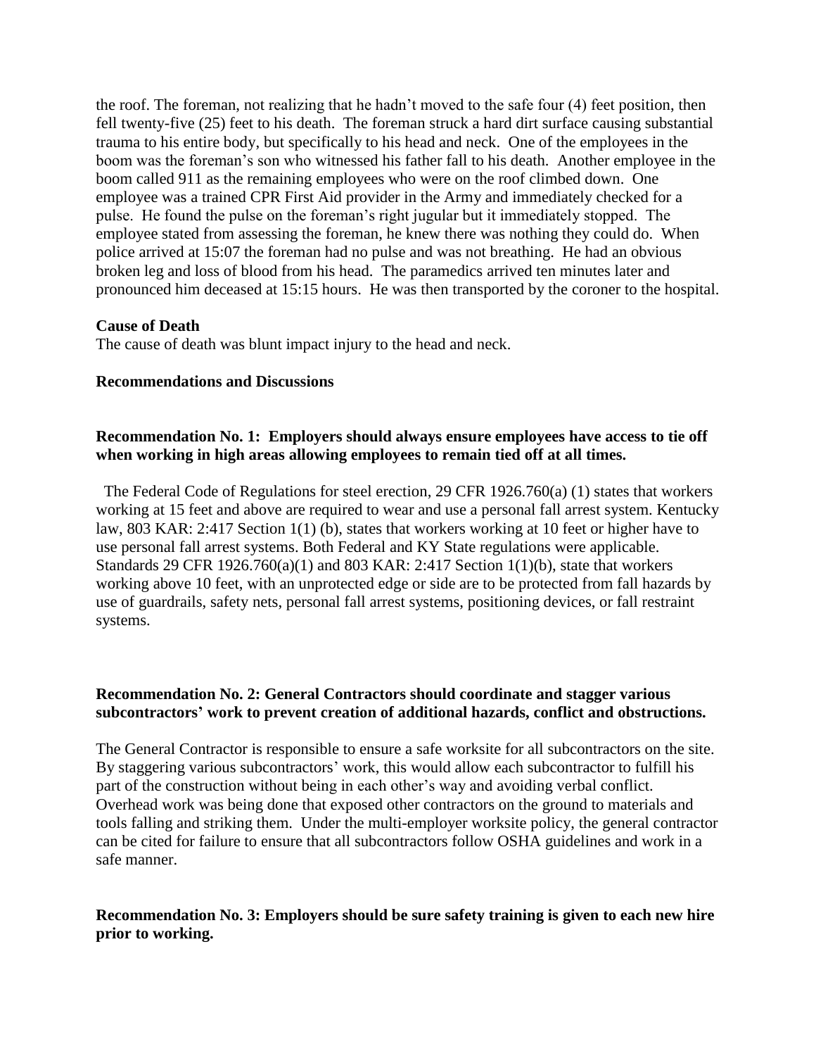the roof. The foreman, not realizing that he hadn't moved to the safe four (4) feet position, then fell twenty-five (25) feet to his death. The foreman struck a hard dirt surface causing substantial trauma to his entire body, but specifically to his head and neck. One of the employees in the boom was the foreman's son who witnessed his father fall to his death. Another employee in the boom called 911 as the remaining employees who were on the roof climbed down. One employee was a trained CPR First Aid provider in the Army and immediately checked for a pulse. He found the pulse on the foreman's right jugular but it immediately stopped. The employee stated from assessing the foreman, he knew there was nothing they could do. When police arrived at 15:07 the foreman had no pulse and was not breathing. He had an obvious broken leg and loss of blood from his head. The paramedics arrived ten minutes later and pronounced him deceased at 15:15 hours. He was then transported by the coroner to the hospital.

**Cause of Death**

The cause of death was blunt impact injury to the head and neck.

**Recommendations and Discussions**

**Recommendation No. 1: Employers should always ensure employees have access to tie off when working in high areas allowing employees to remain tied off at all times.**

The Federal Code of Regulations for steel erection, 29 CFR 1926.760(a) (1) states that workers working at 15 feet and above are required to wear and use a personal fall arrest system. Kentucky law, 803 KAR: 2:417 Section 1(1) (b), states that workers working at 10 feet or higher have to use personal fall arrest systems. Both Federal and KY State regulations were applicable. Standards 29 CFR 1926.760(a)(1) and 803 KAR: 2:417 Section 1(1)(b), state that workers working above 10 feet, with an unprotected edge or side are to be protected from fall hazards by use of guardrails, safety nets, personal fall arrest systems, positioning devices, or fall restraint systems.

**Recommendation No. 2: General Contractors should coordinate and stagger various subcontractors' work to prevent creation of additional hazards, conflict and obstructions.**

The General Contractor is responsible to ensure a safe worksite for all subcontractors on the site. By staggering various subcontractors' work, this would allow each subcontractor to fulfill his part of the construction without being in each other's way and avoiding verbal conflict. Overhead work was being done that exposed other contractors on the ground to materials and tools falling and striking them. Under the multi-employer worksite policy, the general contractor can be cited for failure to ensure that all subcontractors follow OSHA guidelines and work in a safe manner.

**Recommendation No. 3: Employers should be sure safety training is given to each new hire prior to working.**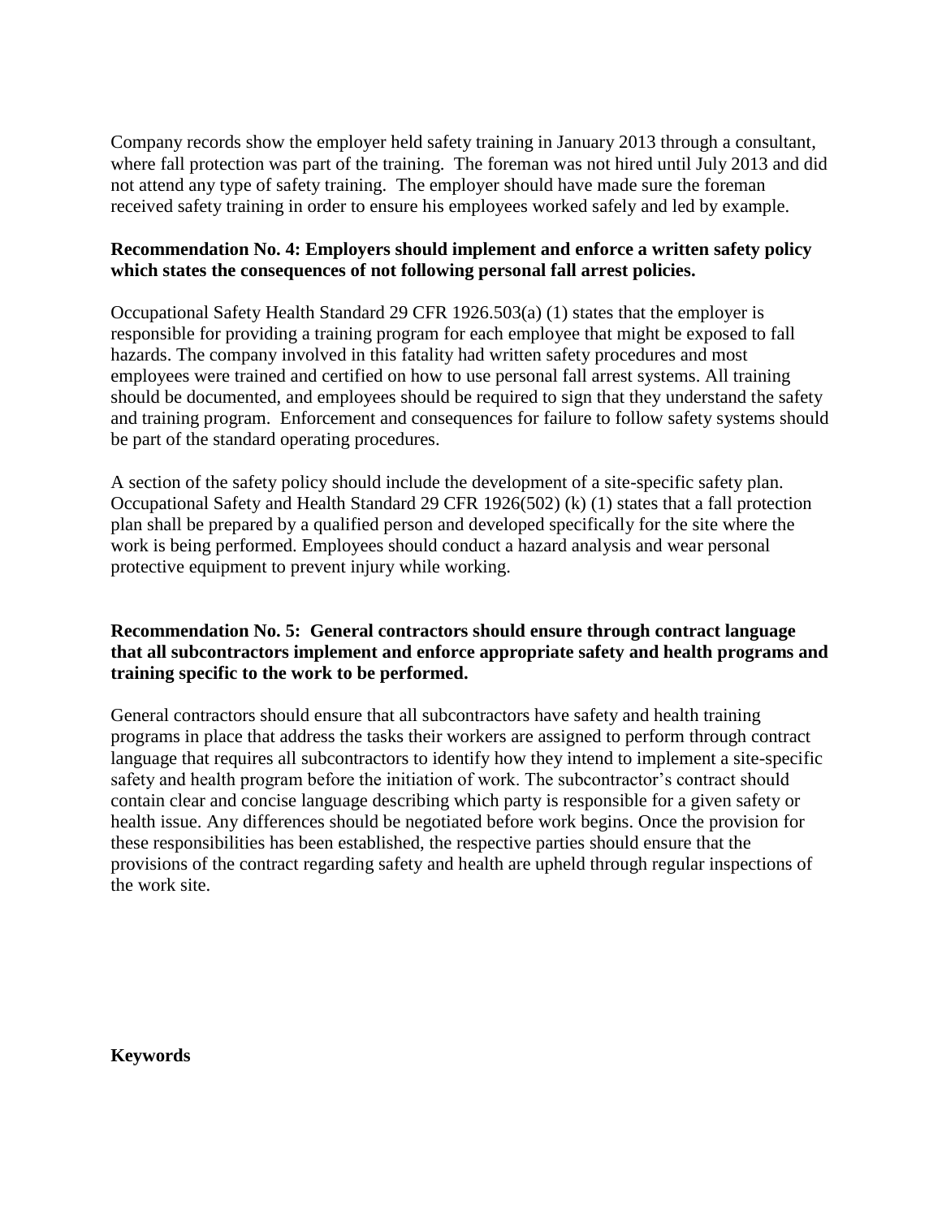Company records show the employer held safety training in January 2013 through a consultant, where fall protection was part of the training. The foreman was not hired until July 2013 and did not attend any type of safety training. The employer should have made sure the foreman received safety training in order to ensure his employees worked safely and led by example.

**Recommendation No. 4: Employers should implement and enforce a written safety policy which states the consequences of not following personal fall arrest policies.**

Occupational Safety Health Standard 29 CFR 1926.503(a) (1) states that the employer is responsible for providing a training program for each employee that might be exposed to fall hazards. The company involved in this fatality had written safety procedures and most employees were trained and certified on how to use personal fall arrest systems. All training should be documented, and employees should be required to sign that they understand the safety and training program. Enforcement and consequences for failure to follow safety systems should be part of the standard operating procedures.

A section of the safety policy should include the development of a site-specific safety plan. Occupational Safety and Health Standard 29 CFR 1926(502) (k) (1) states that a fall protection plan shall be prepared by a qualified person and developed specifically for the site where the work is being performed. Employees should conduct a hazard analysis and wear personal protective equipment to prevent injury while working.

**Recommendation No. 5: General contractors should ensure through contract language that all subcontractors implement and enforce appropriate safety and health programs and training specific to the work to be performed.**

General contractors should ensure that all subcontractors have safety and health training programs in place that address the tasks their workers are assigned to perform through contract language that requires all subcontractors to identify how they intend to implement a site-specific safety and health program before the initiation of work. The subcontractor's contract should contain clear and concise language describing which party is responsible for a given safety or health issue. Any differences should be negotiated before work begins. Once the provision for these responsibilities has been established, the respective parties should ensure that the provisions of the contract regarding safety and health are upheld through regular inspections of the work site.

**Keywords**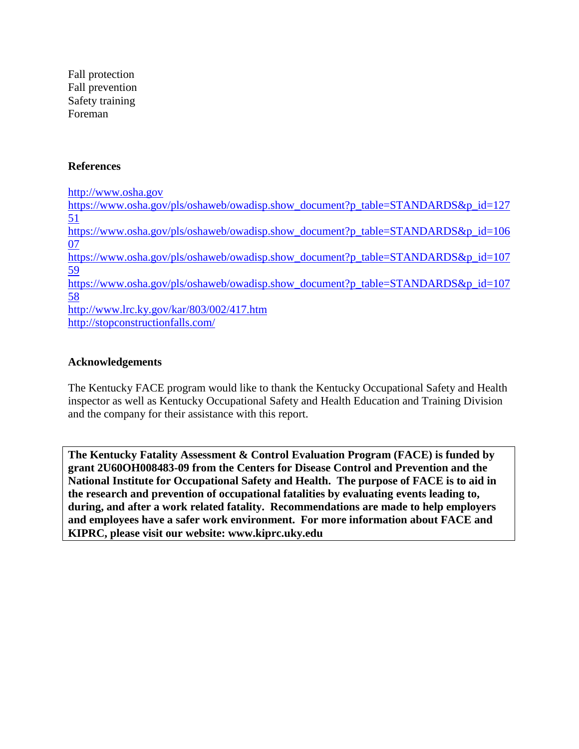Fall protection
Fall prevention
Safety training
Foreman

**References**

http://www.osha.gov
https://www.osha.gov/pls/oshaweb/owadisp.show_document?p_table=STANDARDS&p_id=12751
https://www.osha.gov/pls/oshaweb/owadisp.show_document?p_table=STANDARDS&p_id=10607
https://www.osha.gov/pls/oshaweb/owadisp.show_document?p_table=STANDARDS&p_id=10759
https://www.osha.gov/pls/oshaweb/owadisp.show_document?p_table=STANDARDS&p_id=10758
http://www.lrc.ky.gov/kar/803/002/417.htm
http://stopconstructionfalls.com/

**Acknowledgements**

The Kentucky FACE program would like to thank the Kentucky Occupational Safety and Health inspector as well as Kentucky Occupational Safety and Health Education and Training Division and the company for their assistance with this report.

**The Kentucky Fatality Assessment & Control Evaluation Program (FACE) is funded by grant 2U60OH008483-09 from the Centers for Disease Control and Prevention and the National Institute for Occupational Safety and Health. The purpose of FACE is to aid in the research and prevention of occupational fatalities by evaluating events leading to, during, and after a work related fatality. Recommendations are made to help employers and employees have a safer work environment. For more information about FACE and KIPRC, please visit our website: www.kiprc.uky.edu**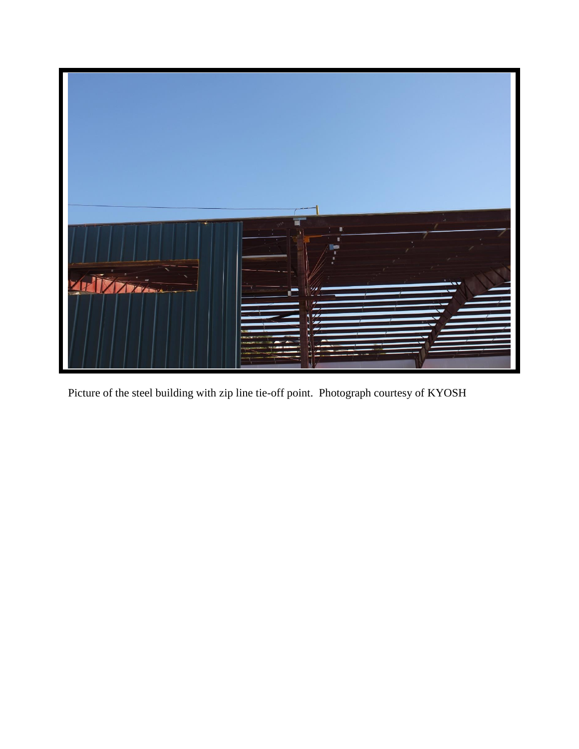Picture of the steel building with zip line tie-off point. Photograph courtesy of KYOSH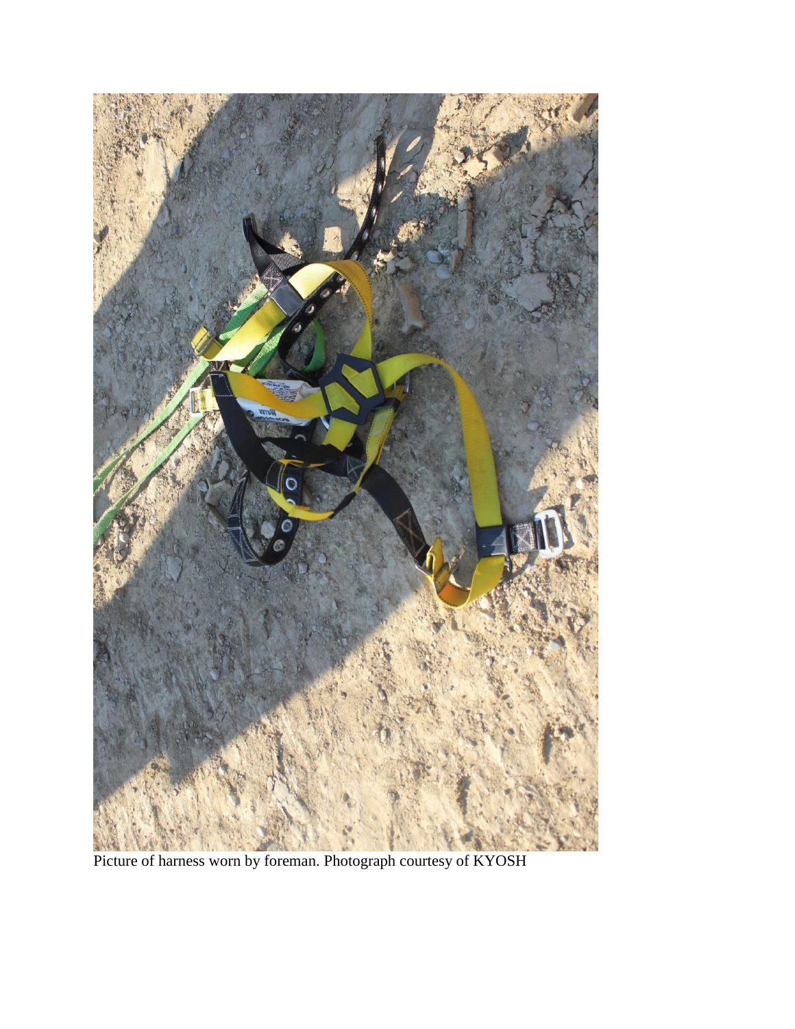Picture of harness worn by foreman. Photograph courtesy of KYOSH